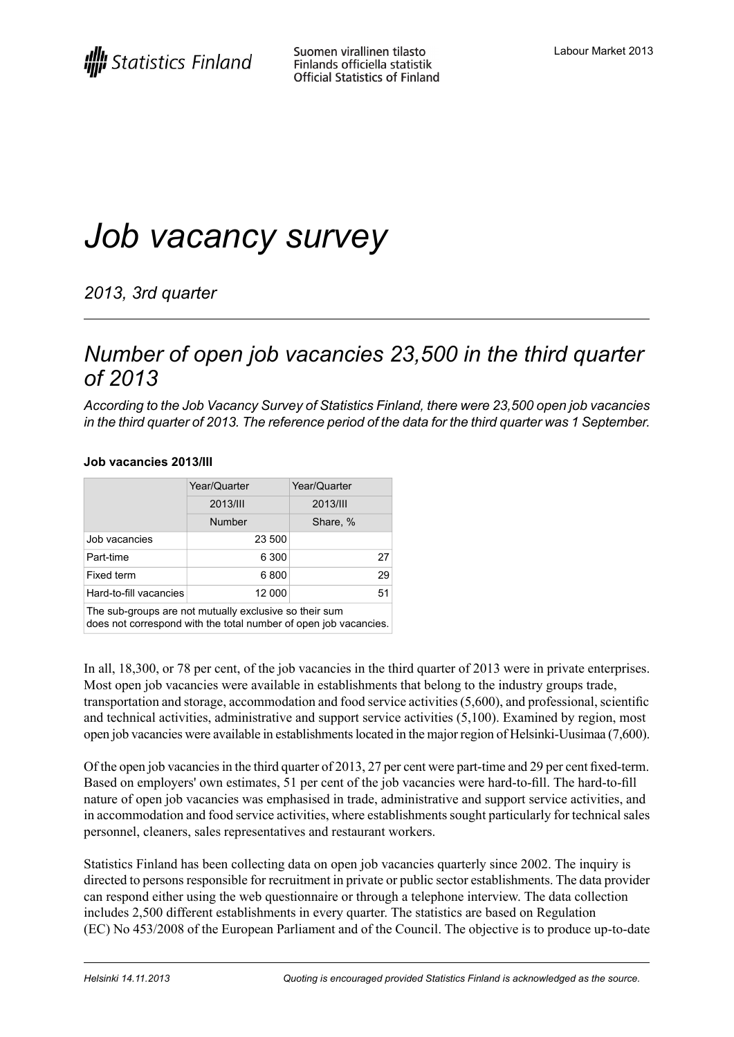# Job vacancy survey

*2013, 3rd quarter*

## Number of open job vacancies 23,500 in the third quarter of 2013

*According to the Job Vacancy Survey of Statistics Finland, there were 23,500 open job vacancies in the third quarter of 2013. The reference period of the data for the third quarter was 1 September.*

**Job vacancies 2013/III**

| | Year/Quarter | Year/Quarter |
|---|---|---|
| | 2013/III | 2013/III |
| | Number | Share, % |
| Job vacancies | 23 500 | |
| Part-time | 6 300 | 27 |
| Fixed term | 6 800 | 29 |
| Hard-to-fill vacancies | 12 000 | 51 |

The sub-groups are not mutually exclusive so their sum does not correspond with the total number of open job vacancies.

In all, 18,300, or 78 per cent, of the job vacancies in the third quarter of 2013 were in private enterprises. Most open job vacancies were available in establishments that belong to the industry groups trade, transportation and storage, accommodation and food service activities (5,600), and professional, scientific and technical activities, administrative and support service activities (5,100). Examined by region, most open job vacancies were available in establishments located in the major region of Helsinki-Uusimaa (7,600).

Of the open job vacancies in the third quarter of 2013, 27 per cent were part-time and 29 per cent fixed-term. Based on employers' own estimates, 51 per cent of the job vacancies were hard-to-fill. The hard-to-fill nature of open job vacancies was emphasised in trade, administrative and support service activities, and in accommodation and food service activities, where establishments sought particularly for technical sales personnel, cleaners, sales representatives and restaurant workers.

Statistics Finland has been collecting data on open job vacancies quarterly since 2002. The inquiry is directed to persons responsible for recruitment in private or public sector establishments. The data provider can respond either using the web questionnaire or through a telephone interview. The data collection includes 2,500 different establishments in every quarter. The statistics are based on Regulation (EC) No 453/2008 of the European Parliament and of the Council. The objective is to produce up-to-date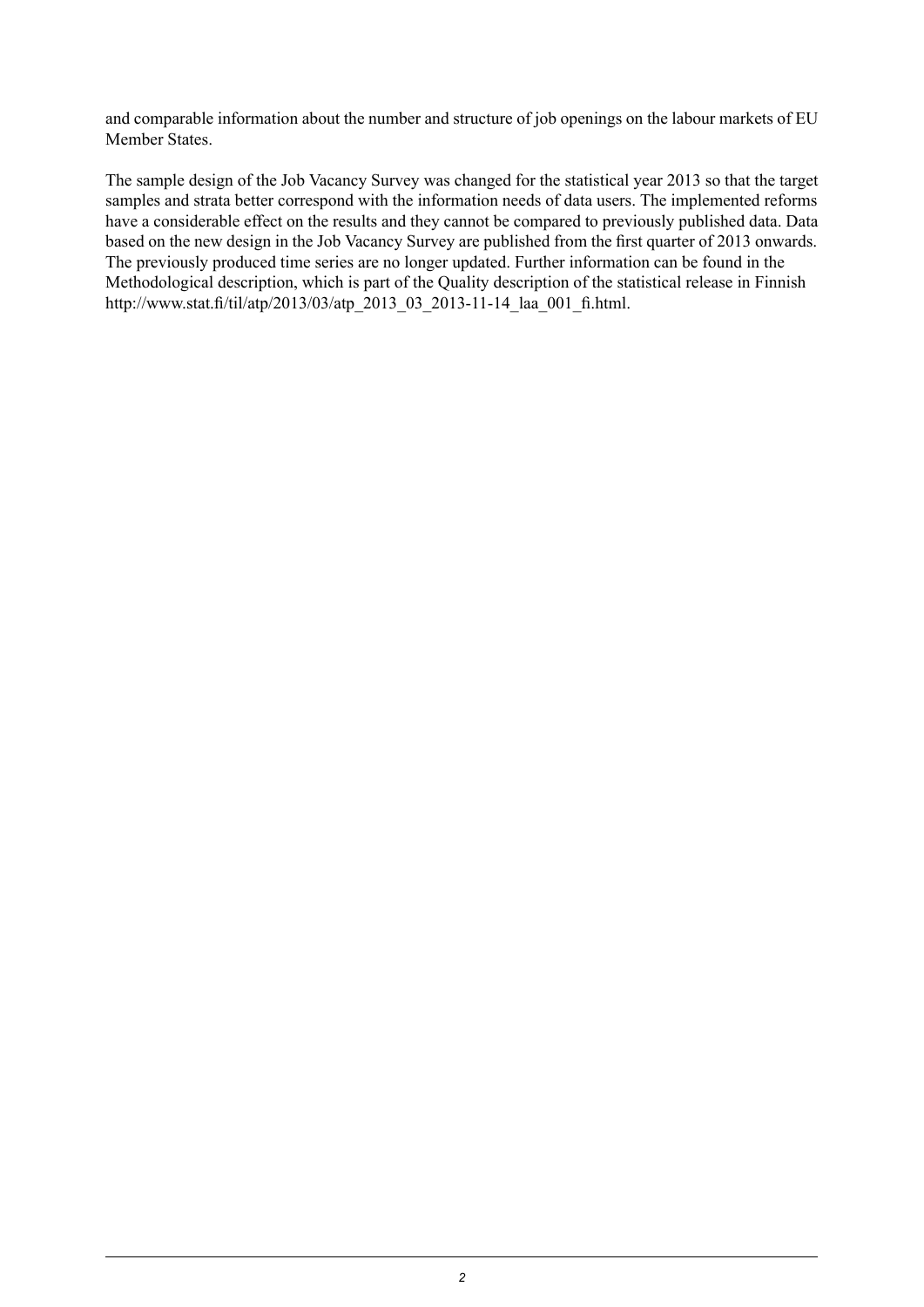and comparable information about the number and structure of job openings on the labour markets of EU Member States.

The sample design of the Job Vacancy Survey was changed for the statistical year 2013 so that the target samples and strata better correspond with the information needs of data users. The implemented reforms have a considerable effect on the results and they cannot be compared to previously published data. Data based on the new design in the Job Vacancy Survey are published from the first quarter of 2013 onwards. The previously produced time series are no longer updated. Further information can be found in the Methodological description, which is part of the Quality description of the statistical release in Finnish http://www.stat.fi/til/atp/2013/03/atp_2013_03_2013-11-14_laa_001_fi.html.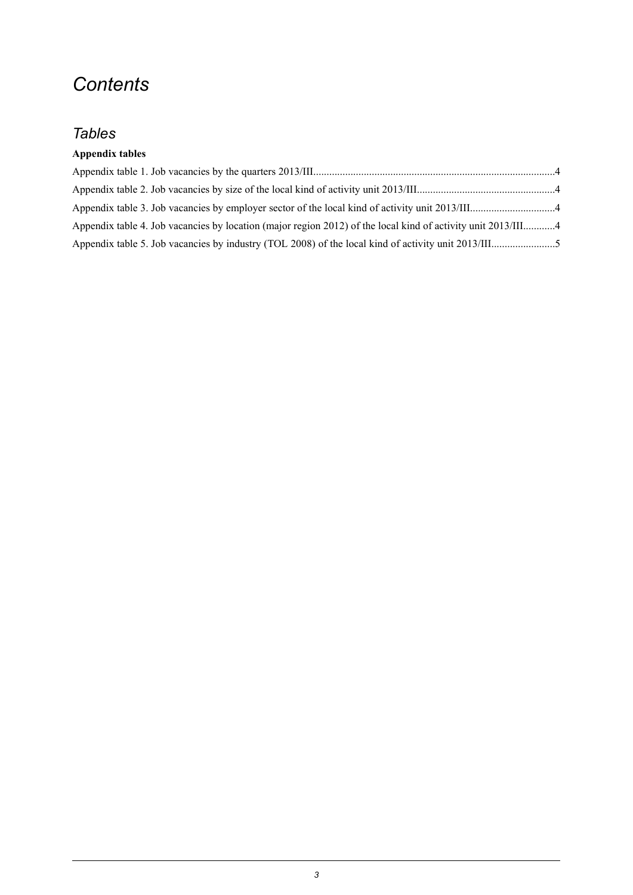# *Contents*

## *Tables*

**Appendix tables**

Appendix table 1. Job vacancies by the quarters 2013/III..........................................................................................4

Appendix table 2. Job vacancies by size of the local kind of activity unit 2013/III...................................................4

Appendix table 3. Job vacancies by employer sector of the local kind of activity unit 2013/III...............................4

Appendix table 4. Job vacancies by location (major region 2012) of the local kind of activity unit 2013/III............4

Appendix table 5. Job vacancies by industry (TOL 2008) of the local kind of activity unit 2013/III........................5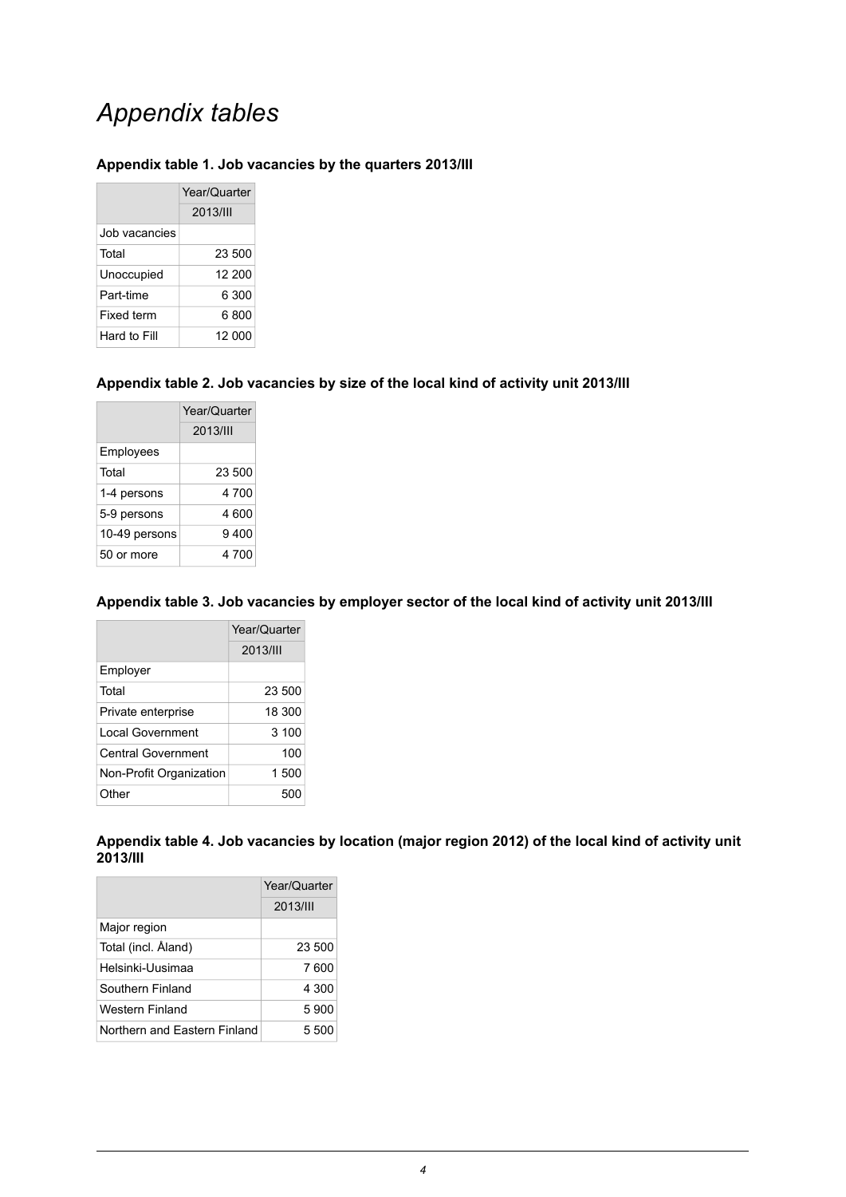# *Appendix tables*

### Appendix table 1. Job vacancies by the quarters 2013/III

| | Year/Quarter |
|---|---|
| | 2013/III |
| Job vacancies | |
| Total | 23 500 |
| Unoccupied | 12 200 |
| Part-time | 6 300 |
| Fixed term | 6 800 |
| Hard to Fill | 12 000 |

### Appendix table 2. Job vacancies by size of the local kind of activity unit 2013/III

| | Year/Quarter |
|---|---|
| | 2013/III |
| Employees | |
| Total | 23 500 |
| 1-4 persons | 4 700 |
| 5-9 persons | 4 600 |
| 10-49 persons | 9 400 |
| 50 or more | 4 700 |

### Appendix table 3. Job vacancies by employer sector of the local kind of activity unit 2013/III

| | Year/Quarter |
|---|---|
| | 2013/III |
| Employer | |
| Total | 23 500 |
| Private enterprise | 18 300 |
| Local Government | 3 100 |
| Central Government | 100 |
| Non-Profit Organization | 1 500 |
| Other | 500 |

### Appendix table 4. Job vacancies by location (major region 2012) of the local kind of activity unit 2013/III

| | Year/Quarter |
|---|---|
| | 2013/III |
| Major region | |
| Total (incl. Åland) | 23 500 |
| Helsinki-Uusimaa | 7 600 |
| Southern Finland | 4 300 |
| Western Finland | 5 900 |
| Northern and Eastern Finland | 5 500 |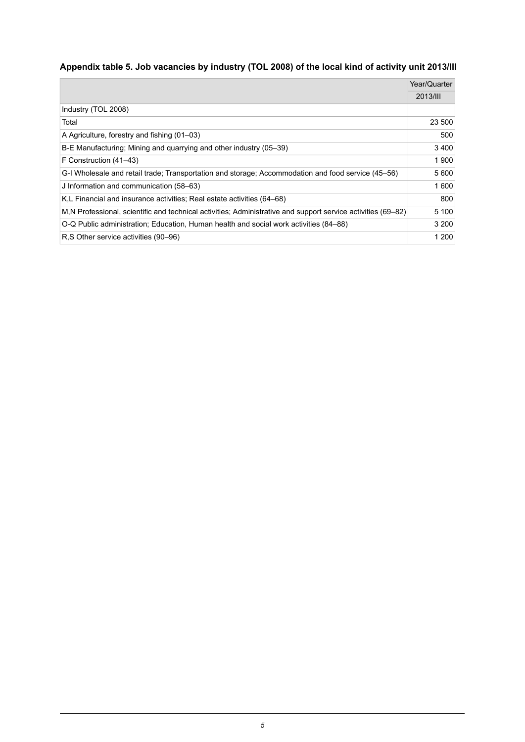### Appendix table 5. Job vacancies by industry (TOL 2008) of the local kind of activity unit 2013/III

| | Year/Quarter |
|---|---|
| | 2013/III |
| Industry (TOL 2008) | |
| Total | 23 500 |
| A Agriculture, forestry and fishing (01–03) | 500 |
| B-E Manufacturing; Mining and quarrying and other industry (05–39) | 3 400 |
| F Construction (41–43) | 1 900 |
| G-I Wholesale and retail trade; Transportation and storage; Accommodation and food service (45–56) | 5 600 |
| J Information and communication (58–63) | 1 600 |
| K,L Financial and insurance activities; Real estate activities (64–68) | 800 |
| M,N Professional, scientific and technical activities; Administrative and support service activities (69–82) | 5 100 |
| O-Q Public administration; Education, Human health and social work activities (84–88) | 3 200 |
| R,S Other service activities (90–96) | 1 200 |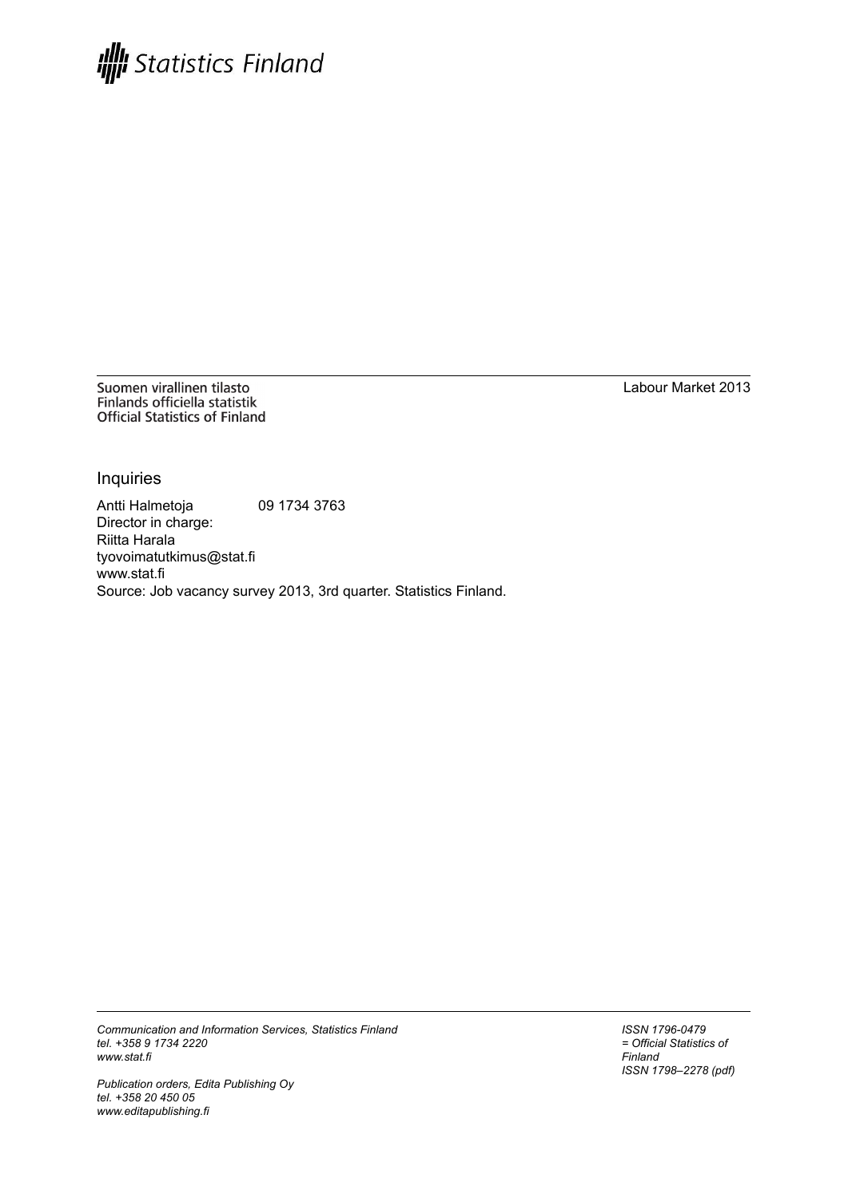Statistics Finland

Suomen virallinen tilasto
Finlands officiella statistik
**Official Statistics of Finland**

Labour Market 2013

## Inquiries

Antti Halmetoja 09 1734 3763
Director in charge:
Riitta Harala
tyovoimatutkimus@stat.fi
www.stat.fi
Source: Job vacancy survey 2013, 3rd quarter. Statistics Finland.

*Communication and Information Services, Statistics Finland*
*tel. +358 9 1734 2220*
*www.stat.fi*

*Publication orders, Edita Publishing Oy*
*tel. +358 20 450 05*
*www.editapublishing.fi*

*ISSN 1796-0479*
*= Official Statistics of Finland*
*ISSN 1798–2278 (pdf)*